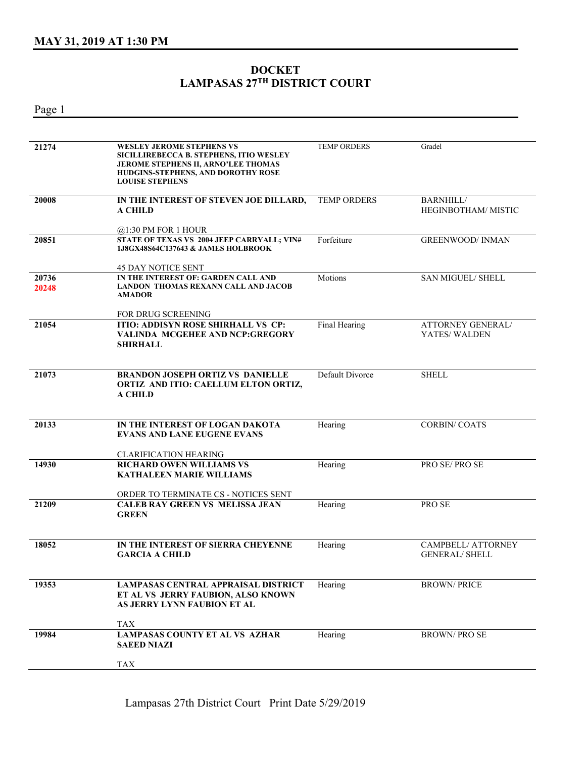## MAY 31, 2019 AT 1:30 PM

# DOCKET
# LAMPASAS 27TH DISTRICT COURT

| | | | |
|---|---|---|---|
| 21274 | **WESLEY JEROME STEPHENS VS SICILLIREBECCA B. STEPHENS, ITIO WESLEY JEROME STEPHENS II, ARNO'LEE THOMAS HUDGINS-STEPHENS, AND DOROTHY ROSE LOUISE STEPHENS** | TEMP ORDERS | Gradel |
| 20008 | **IN THE INTEREST OF STEVEN JOE DILLARD, A CHILD**<br>@1:30 PM FOR 1 HOUR | TEMP ORDERS | BARNHILL/ HEGINBOTHAM/ MISTIC |
| 20851 | **STATE OF TEXAS VS 2004 JEEP CARRYALL; VIN# 1J8GX48S64C137643 & JAMES HOLBROOK**<br>45 DAY NOTICE SENT | Forfeiture | GREENWOOD/ INMAN |
| 20736<br>20248 | **IN THE INTEREST OF: GARDEN CALL AND LANDON THOMAS REXANN CALL AND JACOB AMADOR**<br>FOR DRUG SCREENING | Motions | SAN MIGUEL/ SHELL |
| 21054 | **ITIO: ADDISYN ROSE SHIRHALL VS CP: VALINDA MCGEHEE AND NCP:GREGORY SHIRHALL** | Final Hearing | ATTORNEY GENERAL/ YATES/ WALDEN |
| 21073 | **BRANDON JOSEPH ORTIZ VS DANIELLE ORTIZ AND ITIO: CAELLUM ELTON ORTIZ, A CHILD** | Default Divorce | SHELL |
| 20133 | **IN THE INTEREST OF LOGAN DAKOTA EVANS AND LANE EUGENE EVANS**<br>CLARIFICATION HEARING | Hearing | CORBIN/ COATS |
| 14930 | **RICHARD OWEN WILLIAMS VS KATHALEEN MARIE WILLIAMS**<br>ORDER TO TERMINATE CS - NOTICES SENT | Hearing | PRO SE/ PRO SE |
| 21209 | **CALEB RAY GREEN VS MELISSA JEAN GREEN** | Hearing | PRO SE |
| 18052 | **IN THE INTEREST OF SIERRA CHEYENNE GARCIA A CHILD** | Hearing | CAMPBELL/ ATTORNEY GENERAL/ SHELL |
| 19353 | **LAMPASAS CENTRAL APPRAISAL DISTRICT ET AL VS JERRY FAUBION, ALSO KNOWN AS JERRY LYNN FAUBION ET AL**<br>TAX | Hearing | BROWN/ PRICE |
| 19984 | **LAMPASAS COUNTY ET AL VS AZHAR SAEED NIAZI**<br>TAX | Hearing | BROWN/ PRO SE |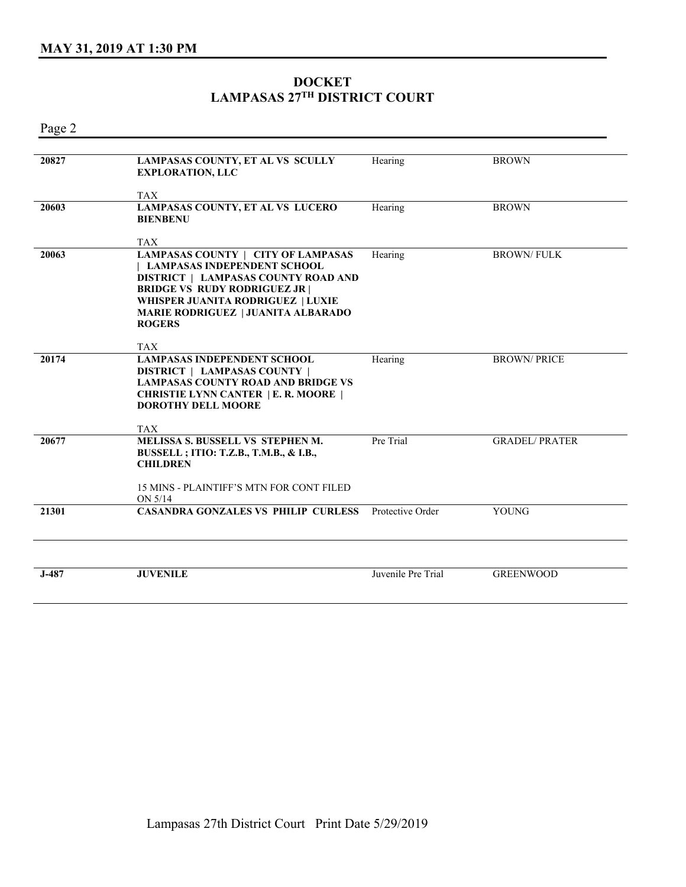## MAY 31, 2019 AT 1:30 PM

# DOCKET
# LAMPASAS 27TH DISTRICT COURT

| | | | |
|---|---|---|---|
| **20827** | **LAMPASAS COUNTY, ET AL VS SCULLY EXPLORATION, LLC**<br><br>TAX | Hearing | BROWN |
| **20603** | **LAMPASAS COUNTY, ET AL VS LUCERO BIENBENU**<br><br>TAX | Hearing | BROWN |
| **20063** | **LAMPASAS COUNTY \| CITY OF LAMPASAS \| LAMPASAS INDEPENDENT SCHOOL DISTRICT \| LAMPASAS COUNTY ROAD AND BRIDGE VS RUDY RODRIGUEZ JR \| WHISPER JUANITA RODRIGUEZ \| LUXIE MARIE RODRIGUEZ \| JUANITA ALBARADO ROGERS**<br><br>TAX | Hearing | BROWN/ FULK |
| **20174** | **LAMPASAS INDEPENDENT SCHOOL DISTRICT \| LAMPASAS COUNTY \| LAMPASAS COUNTY ROAD AND BRIDGE VS CHRISTIE LYNN CANTER \| E. R. MOORE \| DOROTHY DELL MOORE**<br><br>TAX | Hearing | BROWN/ PRICE |
| **20677** | **MELISSA S. BUSSELL VS STEPHEN M. BUSSELL ; ITIO: T.Z.B., T.M.B., & I.B., CHILDREN**<br><br>15 MINS - PLAINTIFF'S MTN FOR CONT FILED ON 5/14 | Pre Trial | GRADEL/ PRATER |
| **21301** | **CASANDRA GONZALES VS PHILIP CURLESS** | Protective Order | YOUNG |
| **J-487** | **JUVENILE** | Juvenile Pre Trial | GREENWOOD |

Lampasas 27th District Court Print Date 5/29/2019